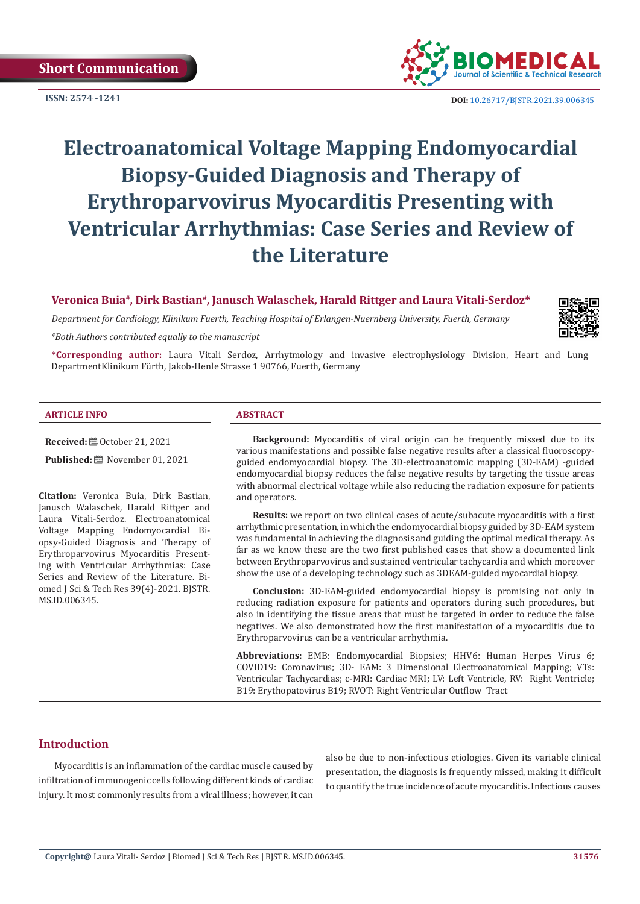Short Communication

ISSN: 2574 -1241

DOI: 10.26717/BJSTR.2021.39.006345

# Electroanatomical Voltage Mapping Endomyocardial Biopsy-Guided Diagnosis and Therapy of Erythroparvovirus Myocarditis Presenting with Ventricular Arrhythmias: Case Series and Review of the Literature

**Veronica Buia#, Dirk Bastian#, Janusch Walaschek, Harald Rittger and Laura Vitali-Serdoz***

*Department for Cardiology, Klinikum Fuerth, Teaching Hospital of Erlangen-Nuernberg University, Fuerth, Germany*

*#Both Authors contributed equally to the manuscript*

***Corresponding author:** Laura Vitali Serdoz, Arrhytmology and invasive electrophysiology Division, Heart and Lung DepartmentKlinikum Fürth, Jakob-Henle Strasse 1 90766, Fuerth, Germany

## ARTICLE INFO

**Received:** October 21, 2021

**Published:** November 01, 2021

**Citation:** Veronica Buia, Dirk Bastian, Janusch Walaschek, Harald Rittger and Laura Vitali-Serdoz. Electroanatomical Voltage Mapping Endomyocardial Biopsy-Guided Diagnosis and Therapy of Erythroparvovirus Myocarditis Presenting with Ventricular Arrhythmias: Case Series and Review of the Literature. Biomed J Sci & Tech Res 39(4)-2021. BJSTR. MS.ID.006345.

## ABSTRACT

**Background:** Myocarditis of viral origin can be frequently missed due to its various manifestations and possible false negative results after a classical fluoroscopy-guided endomyocardial biopsy. The 3D-electroanatomic mapping (3D-EAM) -guided endomyocardial biopsy reduces the false negative results by targeting the tissue areas with abnormal electrical voltage while also reducing the radiation exposure for patients and operators.

**Results:** we report on two clinical cases of acute/subacute myocarditis with a first arrhythmic presentation, in which the endomyocardial biopsy guided by 3D-EAM system was fundamental in achieving the diagnosis and guiding the optimal medical therapy. As far as we know these are the two first published cases that show a documented link between Erythroparvovirus and sustained ventricular tachycardia and which moreover show the use of a developing technology such as 3DEAM-guided myocardial biopsy.

**Conclusion:** 3D-EAM-guided endomyocardial biopsy is promising not only in reducing radiation exposure for patients and operators during such procedures, but also in identifying the tissue areas that must be targeted in order to reduce the false negatives. We also demonstrated how the first manifestation of a myocarditis due to Erythroparvovirus can be a ventricular arrhythmia.

**Abbreviations:** EMB: Endomyocardial Biopsies; HHV6: Human Herpes Virus 6; COVID19: Coronavirus; 3D- EAM: 3 Dimensional Electroanatomical Mapping; VTs: Ventricular Tachycardias; c-MRI: Cardiac MRI; LV: Left Ventricle, RV: Right Ventricle; B19: Erythopatovirus B19; RVOT: Right Ventricular Outflow Tract

## Introduction

Myocarditis is an inflammation of the cardiac muscle caused by infiltration of immunogenic cells following different kinds of cardiac injury. It most commonly results from a viral illness; however, it can also be due to non-infectious etiologies. Given its variable clinical presentation, the diagnosis is frequently missed, making it difficult to quantify the true incidence of acute myocarditis. Infectious causes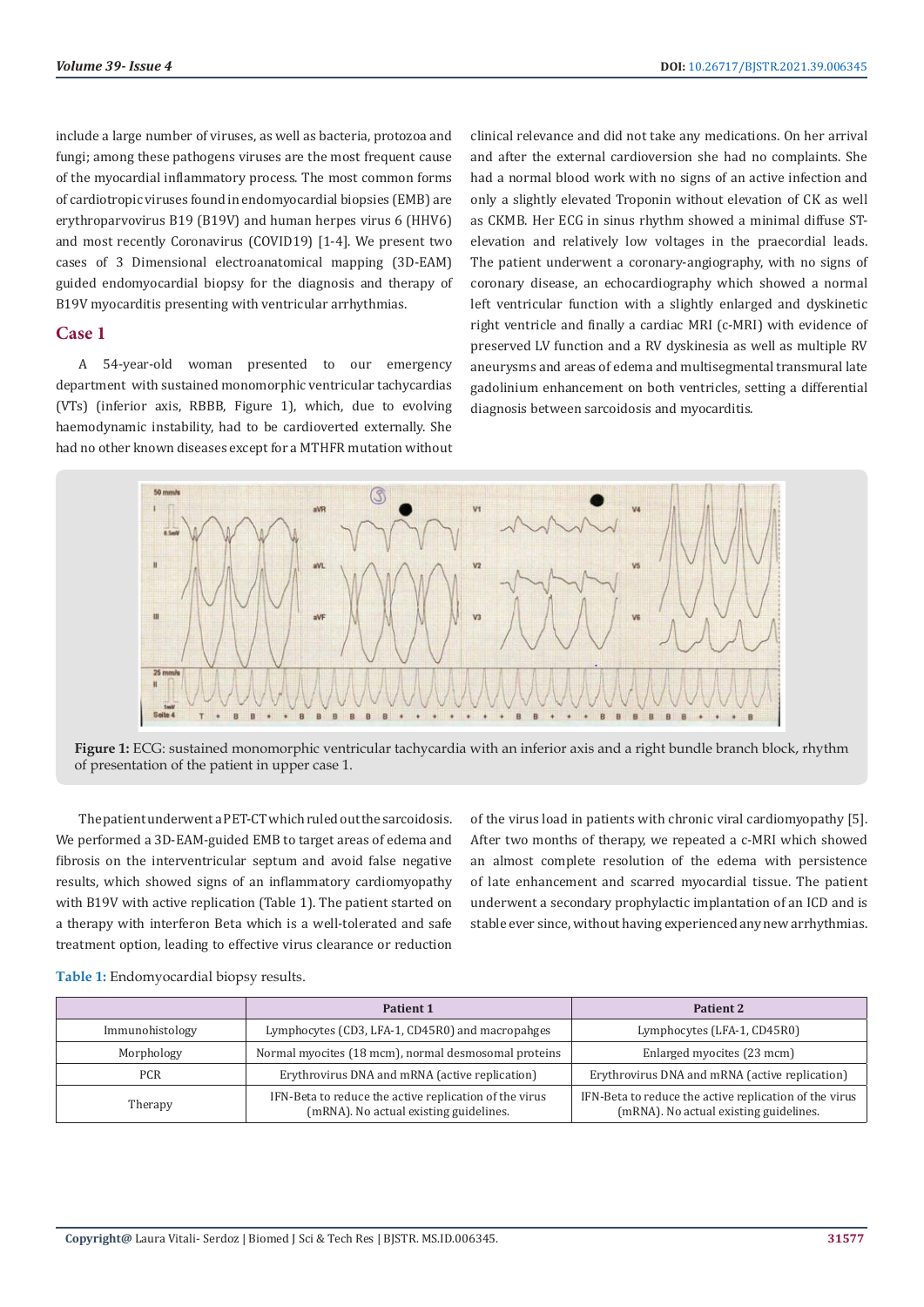include a large number of viruses, as well as bacteria, protozoa and fungi; among these pathogens viruses are the most frequent cause of the myocardial inflammatory process. The most common forms of cardiotropic viruses found in endomyocardial biopsies (EMB) are erythroparvovirus B19 (B19V) and human herpes virus 6 (HHV6) and most recently Coronavirus (COVID19) [1-4]. We present two cases of 3 Dimensional electroanatomical mapping (3D-EAM) guided endomyocardial biopsy for the diagnosis and therapy of B19V myocarditis presenting with ventricular arrhythmias.

## Case 1

A 54-year-old woman presented to our emergency department with sustained monomorphic ventricular tachycardias (VTs) (inferior axis, RBBB, Figure 1), which, due to evolving haemodynamic instability, had to be cardioverted externally. She had no other known diseases except for a MTHFR mutation without clinical relevance and did not take any medications. On her arrival and after the external cardioversion she had no complaints. She had a normal blood work with no signs of an active infection and only a slightly elevated Troponin without elevation of CK as well as CKMB. Her ECG in sinus rhythm showed a minimal diffuse ST-elevation and relatively low voltages in the praecordial leads. The patient underwent a coronary-angiography, with no signs of coronary disease, an echocardiography which showed a normal left ventricular function with a slightly enlarged and dyskinetic right ventricle and finally a cardiac MRI (c-MRI) with evidence of preserved LV function and a RV dyskinesia as well as multiple RV aneurysms and areas of edema and multisegmental transmural late gadolinium enhancement on both ventricles, setting a differential diagnosis between sarcoidosis and myocarditis.

**Figure 1:** ECG: sustained monomorphic ventricular tachycardia with an inferior axis and a right bundle branch block, rhythm of presentation of the patient in upper case 1.

The patient underwent a PET-CT which ruled out the sarcoidosis. We performed a 3D-EAM-guided EMB to target areas of edema and fibrosis on the interventricular septum and avoid false negative results, which showed signs of an inflammatory cardiomyopathy with B19V with active replication (Table 1). The patient started on a therapy with interferon Beta which is a well-tolerated and safe treatment option, leading to effective virus clearance or reduction of the virus load in patients with chronic viral cardiomyopathy [5]. After two months of therapy, we repeated a c-MRI which showed an almost complete resolution of the edema with persistence of late enhancement and scarred myocardial tissue. The patient underwent a secondary prophylactic implantation of an ICD and is stable ever since, without having experienced any new arrhythmias.

**Table 1:** Endomyocardial biopsy results.

| | Patient 1 | Patient 2 |
|---|---|---|
| Immunohistology | Lymphocytes (CD3, LFA-1, CD45R0) and macropahges | Lymphocytes (LFA-1, CD45R0) |
| Morphology | Normal myocites (18 mcm), normal desmosomal proteins | Enlarged myocytes (23 mcm) |
| PCR | Erythrovirus DNA and mRNA (active replication) | Erythrovirus DNA and mRNA (active replication) |
| Therapy | IFN-Beta to reduce the active replication of the virus (mRNA). No actual existing guidelines. | IFN-Beta to reduce the active replication of the virus (mRNA). No actual existing guidelines. |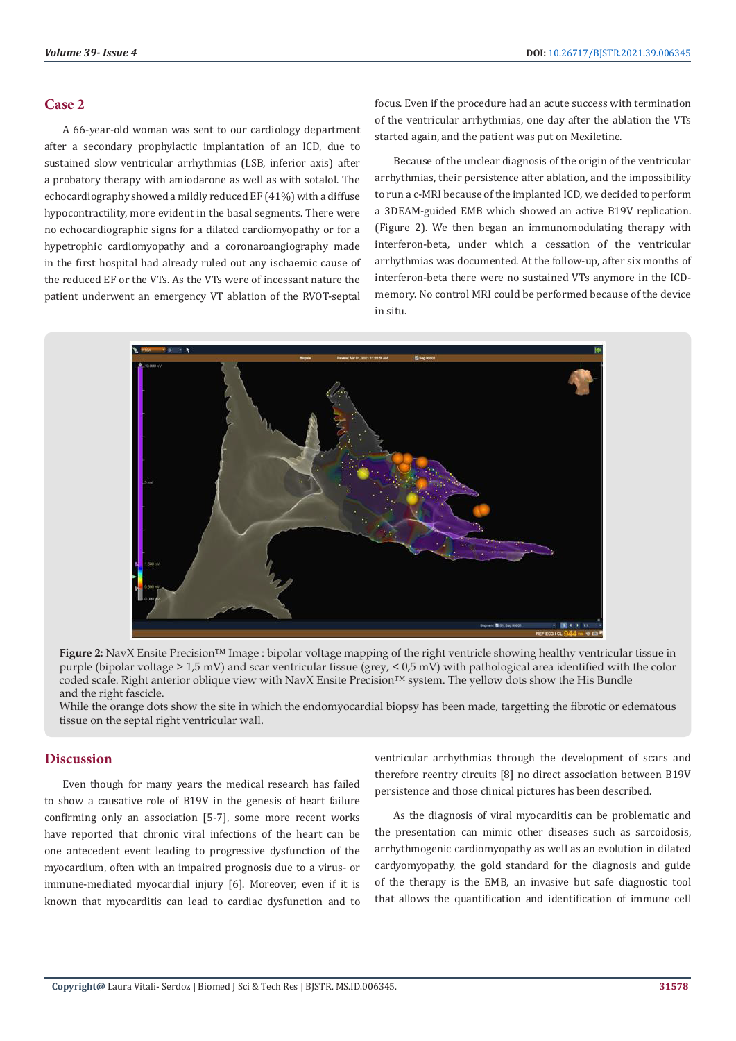## Case 2

A 66-year-old woman was sent to our cardiology department after a secondary prophylactic implantation of an ICD, due to sustained slow ventricular arrhythmias (LSB, inferior axis) after a probatory therapy with amiodarone as well as with sotalol. The echocardiography showed a mildly reduced EF (41%) with a diffuse hypocontractility, more evident in the basal segments. There were no echocardiographic signs for a dilated cardiomyopathy or for a hypetrophic cardiomyopathy and a coronaroangiography made in the first hospital had already ruled out any ischaemic cause of the reduced EF or the VTs. As the VTs were of incessant nature the patient underwent an emergency VT ablation of the RVOT-septal focus. Even if the procedure had an acute success with termination of the ventricular arrhythmias, one day after the ablation the VTs started again, and the patient was put on Mexiletine.

Because of the unclear diagnosis of the origin of the ventricular arrhythmias, their persistence after ablation, and the impossibility to run a c-MRI because of the implanted ICD, we decided to perform a 3DEAM-guided EMB which showed an active B19V replication. (Figure 2). We then began an immunomodulating therapy with interferon-beta, under which a cessation of the ventricular arrhythmias was documented. At the follow-up, after six months of interferon-beta there were no sustained VTs anymore in the ICD-memory. No control MRI could be performed because of the device in situ.

**Figure 2:** NavX Ensite Precision™ Image : bipolar voltage mapping of the right ventricle showing healthy ventricular tissue in purple (bipolar voltage > 1,5 mV) and scar ventricular tissue (grey, < 0,5 mV) with pathological area identified with the color coded scale. Right anterior oblique view with NavX Ensite Precision™ system. The yellow dots show the His Bundle and the right fascicle.
While the orange dots show the site in which the endomyocardial biopsy has been made, targetting the fibrotic or edematous tissue on the septal right ventricular wall.

## Discussion

Even though for many years the medical research has failed to show a causative role of B19V in the genesis of heart failure confirming only an association [5-7], some more recent works have reported that chronic viral infections of the heart can be one antecedent event leading to progressive dysfunction of the myocardium, often with an impaired prognosis due to a virus- or immune-mediated myocardial injury [6]. Moreover, even if it is known that myocarditis can lead to cardiac dysfunction and to ventricular arrhythmias through the development of scars and therefore reentry circuits [8] no direct association between B19V persistence and those clinical pictures has been described.

As the diagnosis of viral myocarditis can be problematic and the presentation can mimic other diseases such as sarcoidosis, arrhythmogenic cardiomyopathy as well as an evolution in dilated cardyomyopathy, the gold standard for the diagnosis and guide of the therapy is the EMB, an invasive but safe diagnostic tool that allows the quantification and identification of immune cell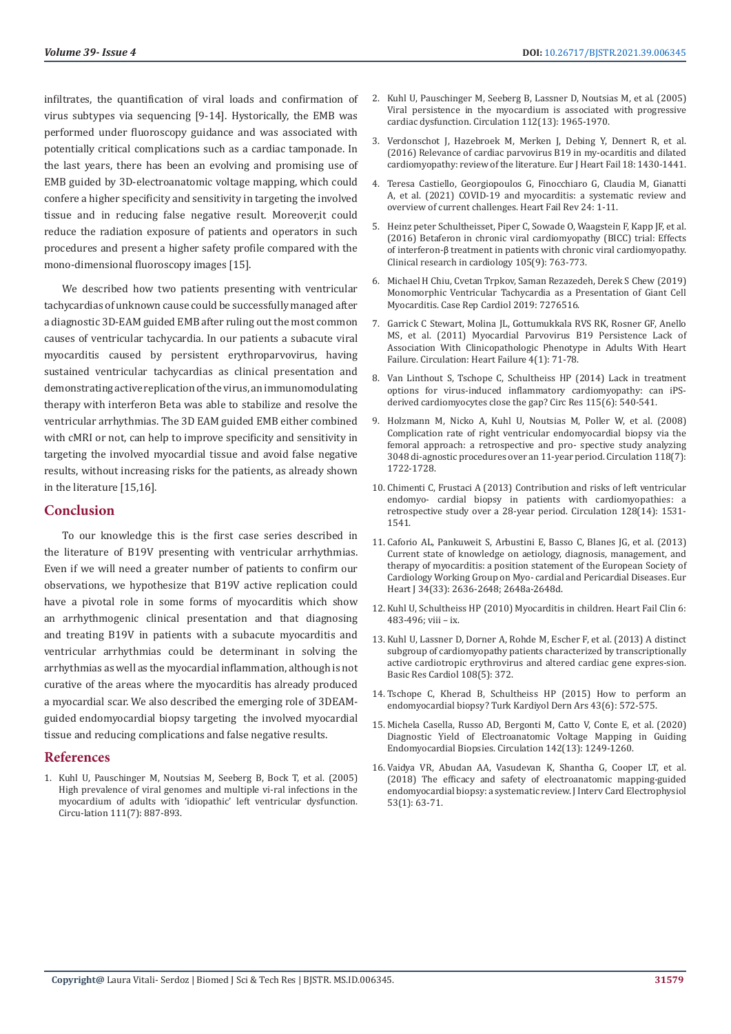infiltrates, the quantification of viral loads and confirmation of virus subtypes via sequencing [9-14]. Hystorically, the EMB was performed under fluoroscopy guidance and was associated with potentially critical complications such as a cardiac tamponade. In the last years, there has been an evolving and promising use of EMB guided by 3D-electroanatomic voltage mapping, which could confere a higher specificity and sensitivity in targeting the involved tissue and in reducing false negative result. Moreover,it could reduce the radiation exposure of patients and operators in such procedures and present a higher safety profile compared with the mono-dimensional fluoroscopy images [15].

We described how two patients presenting with ventricular tachycardias of unknown cause could be successfully managed after a diagnostic 3D-EAM guided EMB after ruling out the most common causes of ventricular tachycardia. In our patients a subacute viral myocarditis caused by persistent erythroparvovirus, having sustained ventricular tachycardias as clinical presentation and demonstrating active replication of the virus, an immunomodulating therapy with interferon Beta was able to stabilize and resolve the ventricular arrhythmias. The 3D EAM guided EMB either combined with cMRI or not, can help to improve specificity and sensitivity in targeting the involved myocardial tissue and avoid false negative results, without increasing risks for the patients, as already shown in the literature [15,16].

## Conclusion

To our knowledge this is the first case series described in the literature of B19V presenting with ventricular arrhythmias. Even if we will need a greater number of patients to confirm our observations, we hypothesize that B19V active replication could have a pivotal role in some forms of myocarditis which show an arrhythmogenic clinical presentation and that diagnosing and treating B19V in patients with a subacute myocarditis and ventricular arrhythmias could be determinant in solving the arrhythmias as well as the myocardial inflammation, although is not curative of the areas where the myocarditis has already produced a myocardial scar. We also described the emerging role of 3DEAM-guided endomyocardial biopsy targeting the involved myocardial tissue and reducing complications and false negative results.

## References

1. Kuhl U, Pauschinger M, Noutsias M, Seeberg B, Bock T, et al. (2005) High prevalence of viral genomes and multiple vi-ral infections in the myocardium of adults with 'idiopathic' left ventricular dysfunction. Circu-lation 111(7): 887-893.
2. Kuhl U, Pauschinger M, Seeberg B, Lassner D, Noutsias M, et al. (2005) Viral persistence in the myocardium is associated with progressive cardiac dysfunction. Circulation 112(13): 1965-1970.
3. Verdonschot J, Hazebroek M, Merken J, Debing Y, Dennert R, et al. (2016) Relevance of cardiac parvovirus B19 in my-ocarditis and dilated cardiomyopathy: review of the literature. Eur J Heart Fail 18: 1430-1441.
4. Teresa Castiello, Georgiopoulos G, Finocchiaro G, Claudia M, Gianatti A, et al. (2021) COVID-19 and myocarditis: a systematic review and overview of current challenges. Heart Fail Rev 24: 1-11.
5. Heinz peter Schultheisset, Piper C, Sowade O, Waagstein F, Kapp JF, et al. (2016) Betaferon in chronic viral cardiomyopathy (BICC) trial: Effects of interferon-β treatment in patients with chronic viral cardiomyopathy. Clinical research in cardiology 105(9): 763-773.
6. Michael H Chiu, Cvetan Trpkov, Saman Rezazedeh, Derek S Chew (2019) Monomorphic Ventricular Tachycardia as a Presentation of Giant Cell Myocarditis. Case Rep Cardiol 2019: 7276516.
7. Garrick C Stewart, Molina JL, Gottumukkala RVS RK, Rosner GF, Anello MS, et al. (2011) Myocardial Parvovirus B19 Persistence Lack of Association With Clinicopathologic Phenotype in Adults With Heart Failure. Circulation: Heart Failure 4(1): 71-78.
8. Van Linthout S, Tschope C, Schultheiss HP (2014) Lack in treatment options for virus-induced inflammatory cardiomyopathy: can iPS-derived cardiomyocytes close the gap? Circ Res 115(6): 540-541.
9. Holzmann M, Nicko A, Kuhl U, Noutsias M, Poller W, et al. (2008) Complication rate of right ventricular endomyocardial biopsy via the femoral approach: a retrospective and pro- spective study analyzing 3048 di-agnostic procedures over an 11-year period. Circulation 118(7): 1722-1728.
10. Chimenti C, Frustaci A (2013) Contribution and risks of left ventricular endomyo- cardial biopsy in patients with cardiomyopathies: a retrospective study over a 28-year period. Circulation 128(14): 1531-1541.
11. Caforio AL, Pankuweit S, Arbustini E, Basso C, Blanes JG, et al. (2013) Current state of knowledge on aetiology, diagnosis, management, and therapy of myocarditis: a position statement of the European Society of Cardiology Working Group on Myo- cardial and Pericardial Diseases. Eur Heart J 34(33): 2636-2648; 2648a-2648d.
12. Kuhl U, Schultheiss HP (2010) Myocarditis in children. Heart Fail Clin 6: 483-496; viii – ix.
13. Kuhl U, Lassner D, Dorner A, Rohde M, Escher F, et al. (2013) A distinct subgroup of cardiomyopathy patients characterized by transcriptionally active cardiotropic erythrovirus and altered cardiac gene expres-sion. Basic Res Cardiol 108(5): 372.
14. Tschope C, Kherad B, Schultheiss HP (2015) How to perform an endomyocardial biopsy? Turk Kardiyol Dern Ars 43(6): 572-575.
15. Michela Casella, Russo AD, Bergonti M, Catto V, Conte E, et al. (2020) Diagnostic Yield of Electroanatomic Voltage Mapping in Guiding Endomyocardial Biopsies. Circulation 142(13): 1249-1260.
16. Vaidya VR, Abudan AA, Vasudevan K, Shantha G, Cooper LT, et al. (2018) The efficacy and safety of electroanatomic mapping-guided endomyocardial biopsy: a systematic review. J Interv Card Electrophysiol 53(1): 63-71.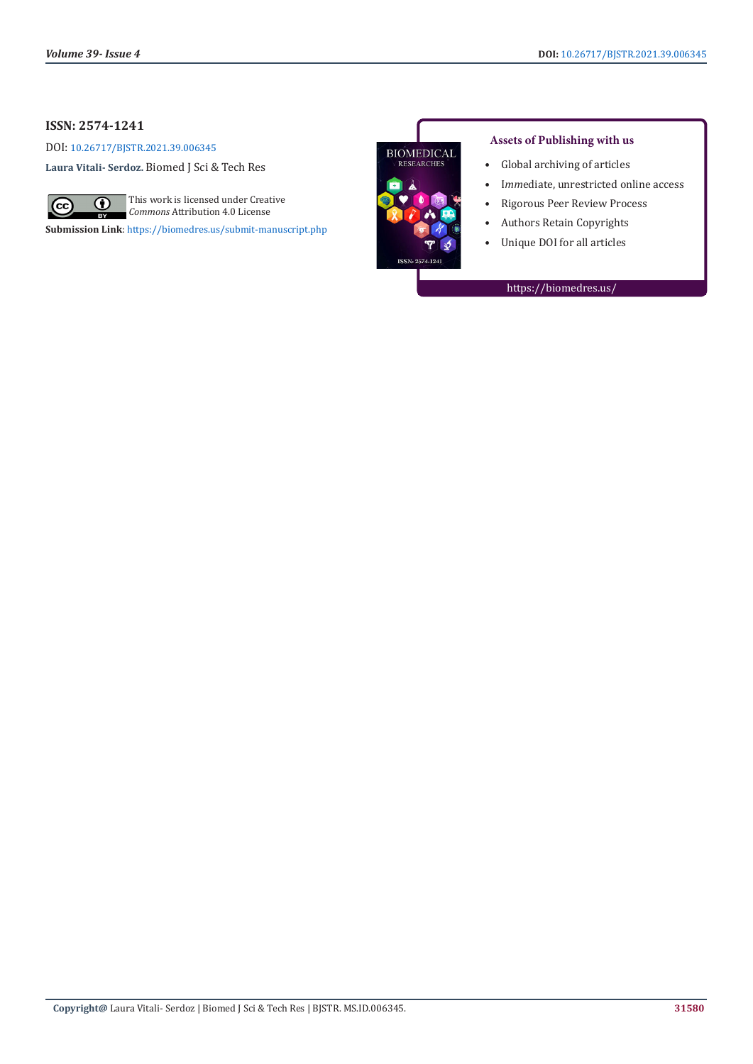**ISSN: 2574-1241**

DOI: 10.26717/BJSTR.2021.39.006345

**Laura Vitali- Serdoz.** Biomed J Sci & Tech Res

This work is licensed under Creative *Commons* Attribution 4.0 License

**Submission Link**: https://biomedres.us/submit-manuscript.php

### Assets of Publishing with us

- Global archiving of articles
- Immediate, unrestricted online access
- Rigorous Peer Review Process
- Authors Retain Copyrights
- Unique DOI for all articles

https://biomedres.us/